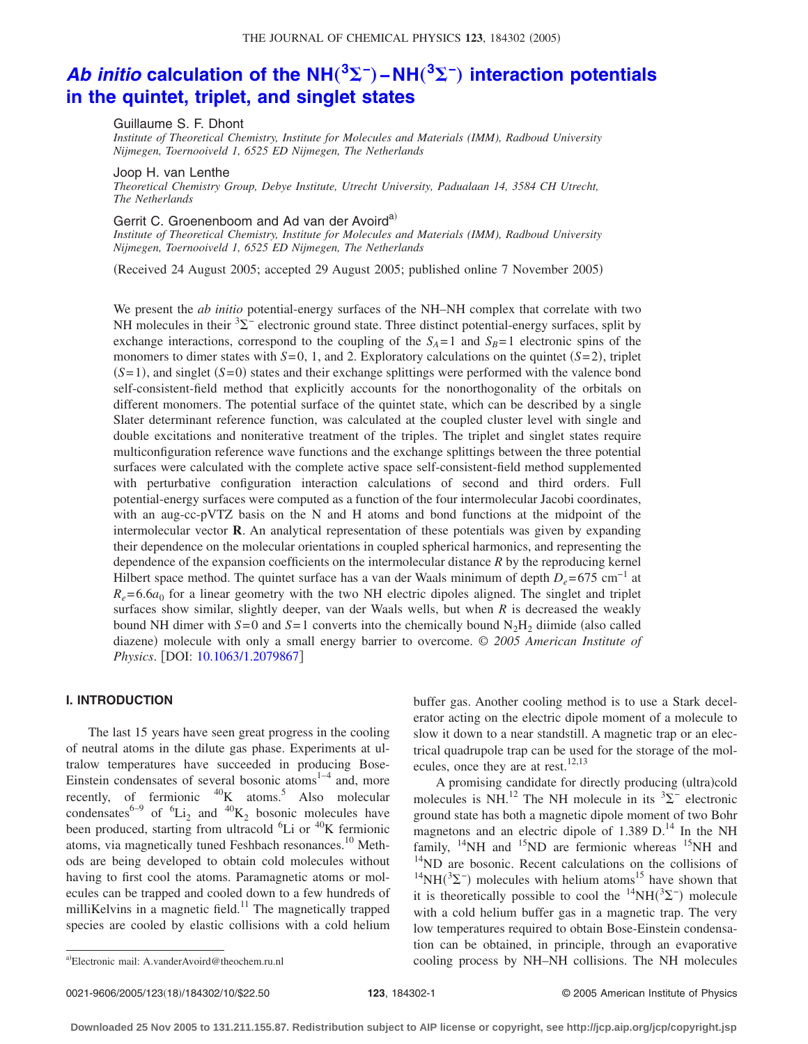# *Ab initio* calculation of the NH($^3\Sigma^-$)–NH($^3\Sigma^-$) interaction potentials in the quintet, triplet, and singlet states

Guillaume S. F. Dhont
*Institute of Theoretical Chemistry, Institute for Molecules and Materials (IMM), Radboud University Nijmegen, Toernooiveld 1, 6525 ED Nijmegen, The Netherlands*

Joop H. van Lenthe
*Theoretical Chemistry Group, Debye Institute, Utrecht University, Padualaan 14, 3584 CH Utrecht, The Netherlands*

Gerrit C. Groenenboom and Ad van der Avoird[a)]
*Institute of Theoretical Chemistry, Institute for Molecules and Materials (IMM), Radboud University Nijmegen, Toernooiveld 1, 6525 ED Nijmegen, The Netherlands*

(Received 24 August 2005; accepted 29 August 2005; published online 7 November 2005)

We present the *ab initio* potential-energy surfaces of the NH–NH complex that correlate with two NH molecules in their $^3\Sigma^-$ electronic ground state. Three distinct potential-energy surfaces, split by exchange interactions, correspond to the coupling of the $S_A=1$ and $S_B=1$ electronic spins of the monomers to dimer states with $S=0$, 1, and 2. Exploratory calculations on the quintet ($S=2$), triplet ($S=1$), and singlet ($S=0$) states and their exchange splittings were performed with the valence bond self-consistent-field method that explicitly accounts for the nonorthogonality of the orbitals on different monomers. The potential surface of the quintet state, which can be described by a single Slater determinant reference function, was calculated at the coupled cluster level with single and double excitations and noniterative treatment of the triples. The triplet and singlet states require multiconfiguration reference wave functions and the exchange splittings between the three potential surfaces were calculated with the complete active space self-consistent-field method supplemented with perturbative configuration interaction calculations of second and third orders. Full potential-energy surfaces were computed as a function of the four intermolecular Jacobi coordinates, with an aug-cc-pVTZ basis on the N and H atoms and bond functions at the midpoint of the intermolecular vector **R**. An analytical representation of these potentials was given by expanding their dependence on the molecular orientations in coupled spherical harmonics, and representing the dependence of the expansion coefficients on the intermolecular distance $R$ by the reproducing kernel Hilbert space method. The quintet surface has a van der Waals minimum of depth $D_e=675$ cm$^{-1}$ at $R_e=6.6a_0$ for a linear geometry with the two NH electric dipoles aligned. The singlet and triplet surfaces show similar, slightly deeper, van der Waals wells, but when $R$ is decreased the weakly bound NH dimer with $S=0$ and $S=1$ converts into the chemically bound $N_2H_2$ diimide (also called diazene) molecule with only a small energy barrier to overcome. © *2005 American Institute of Physics*. [DOI: 10.1063/1.2079867]

## I. INTRODUCTION

The last 15 years have seen great progress in the cooling of neutral atoms in the dilute gas phase. Experiments at ultralow temperatures have succeeded in producing Bose-Einstein condensates of several bosonic atoms[1–4] and, more recently, of fermionic $^{40}$K atoms.[5] Also molecular condensates[6–9] of $^6Li_2$ and $^{40}K_2$ bosonic molecules have been produced, starting from ultracold $^6$Li or $^{40}$K fermionic atoms, via magnetically tuned Feshbach resonances.[10] Methods are being developed to obtain cold molecules without having to first cool the atoms. Paramagnetic atoms or molecules can be trapped and cooled down to a few hundreds of milliKelvins in a magnetic field.[11] The magnetically trapped species are cooled by elastic collisions with a cold helium buffer gas. Another cooling method is to use a Stark decelerator acting on the electric dipole moment of a molecule to slow it down to a near standstill. A magnetic trap or an electrical quadrupole trap can be used for the storage of the molecules, once they are at rest.[12,13]

A promising candidate for directly producing (ultra)cold molecules is NH.[12] The NH molecule in its $^3\Sigma^-$ electronic ground state has both a magnetic dipole moment of two Bohr magnetons and an electric dipole of 1.389 D.[14] In the NH family, $^{14}$NH and $^{15}$ND are fermionic whereas $^{15}$NH and $^{14}$ND are bosonic. Recent calculations on the collisions of $^{14}$NH($^3\Sigma^-$) molecules with helium atoms[15] have shown that it is theoretically possible to cool the $^{14}$NH($^3\Sigma^-$) molecule with a cold helium buffer gas in a magnetic trap. The very low temperatures required to obtain Bose-Einstein condensation can be obtained, in principle, through an evaporative cooling process by NH–NH collisions. The NH molecules

a)Electronic mail: A.vanderAvoird@theochem.ru.nl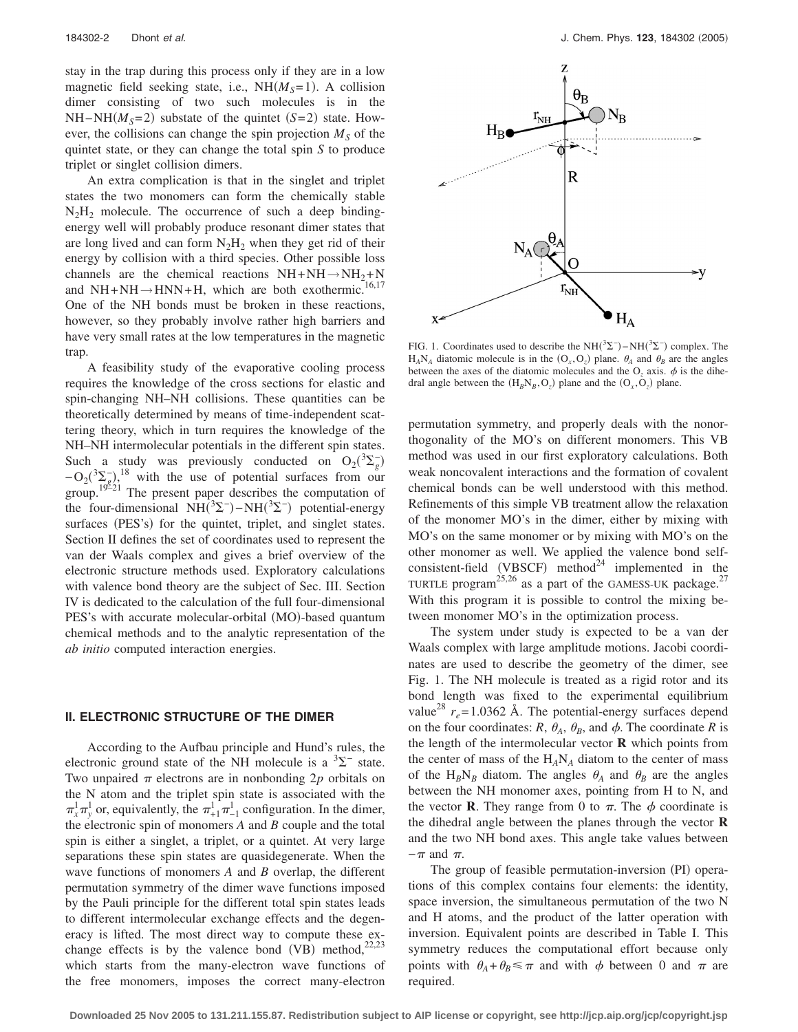stay in the trap during this process only if they are in a low magnetic field seeking state, i.e., NH($M_S$=1). A collision dimer consisting of two such molecules is in the NH–NH($M_S$=2) substate of the quintet ($S$=2) state. However, the collisions can change the spin projection $M_S$ of the quintet state, or they can change the total spin $S$ to produce triplet or singlet collision dimers.

An extra complication is that in the singlet and triplet states the two monomers can form the chemically stable $N_2H_2$ molecule. The occurrence of such a deep binding-energy well will probably produce resonant dimer states that are long lived and can form $N_2H_2$ when they get rid of their energy by collision with a third species. Other possible loss channels are the chemical reactions $NH+NH \rightarrow NH_2+N$ and $NH+NH \rightarrow HNN+H$, which are both exothermic.[16,17] One of the NH bonds must be broken in these reactions, however, so they probably involve rather high barriers and have very small rates at the low temperatures in the magnetic trap.

A feasibility study of the evaporative cooling process requires the knowledge of the cross sections for elastic and spin-changing NH–NH collisions. These quantities can be theoretically determined by means of time-independent scattering theory, which in turn requires the knowledge of the NH–NH intermolecular potentials in the different spin states. Such a study was previously conducted on $O_2(^3\Sigma_g^-)-O_2(^3\Sigma_g^-)$,[18] with the use of potential surfaces from our group.[19–21] The present paper describes the computation of the four-dimensional $NH(^3\Sigma^-)-NH(^3\Sigma^-)$ potential-energy surfaces (PES's) for the quintet, triplet, and singlet states. Section II defines the set of coordinates used to represent the van der Waals complex and gives a brief overview of the electronic structure methods used. Exploratory calculations with valence bond theory are the subject of Sec. III. Section IV is dedicated to the calculation of the full four-dimensional PES's with accurate molecular-orbital (MO)-based quantum chemical methods and to the analytic representation of the *ab initio* computed interaction energies.

## II. ELECTRONIC STRUCTURE OF THE DIMER

According to the Aufbau principle and Hund's rules, the electronic ground state of the NH molecule is a $^3\Sigma^-$ state. Two unpaired $\pi$ electrons are in nonbonding $2p$ orbitals on the N atom and the triplet spin state is associated with the $\pi_x^1\pi_y^1$ or, equivalently, the $\pi_{+1}^1\pi_{-1}^1$ configuration. In the dimer, the electronic spin of monomers $A$ and $B$ couple and the total spin is either a singlet, a triplet, or a quintet. At very large separations these spin states are quasidegenerate. When the wave functions of monomers $A$ and $B$ overlap, the different permutation symmetry of the dimer wave functions imposed by the Pauli principle for the different total spin states leads to different intermolecular exchange effects and the degeneracy is lifted. The most direct way to compute these exchange effects is by the valence bond (VB) method,[22,23] which starts from the many-electron wave functions of the free monomers, imposes the correct many-electron permutation symmetry, and properly deals with the nonorthogonality of the MO's on different monomers. This VB method was used in our first exploratory calculations. Both weak noncovalent interactions and the formation of covalent chemical bonds can be well understood with this method. Refinements of this simple VB treatment allow the relaxation of the monomer MO's in the dimer, either by mixing with MO's on the same monomer or by mixing with MO's on the other monomer as well. We applied the valence bond self-consistent-field (VBSCF) method[24] implemented in the TURTLE program[25,26] as a part of the GAMESS-UK package.[27] With this program it is possible to control the mixing between monomer MO's in the optimization process.

FIG. 1. Coordinates used to describe the $NH(^3\Sigma^-)-NH(^3\Sigma^-)$ complex. The $H_AN_A$ diatomic molecule is in the $(O_x, O_z)$ plane. $\theta_A$ and $\theta_B$ are the angles between the axes of the diatomic molecules and the $O_z$ axis. $\phi$ is the dihedral angle between the $(H_BN_B, O_z)$ plane and the $(O_x, O_z)$ plane.

The system under study is expected to be a van der Waals complex with large amplitude motions. Jacobi coordinates are used to describe the geometry of the dimer, see Fig. 1. The NH molecule is treated as a rigid rotor and its bond length was fixed to the experimental equilibrium value[28] $r_e$=1.0362 Å. The potential-energy surfaces depend on the four coordinates: $R$, $\theta_A$, $\theta_B$, and $\phi$. The coordinate $R$ is the length of the intermolecular vector $\mathbf{R}$ which points from the center of mass of the $H_AN_A$ diatom to the center of mass of the $H_BN_B$ diatom. The angles $\theta_A$ and $\theta_B$ are the angles between the NH monomer axes, pointing from H to N, and the vector $\mathbf{R}$. They range from 0 to $\pi$. The $\phi$ coordinate is the dihedral angle between the planes through the vector $\mathbf{R}$ and the two NH bond axes. This angle take values between $-\pi$ and $\pi$.

The group of feasible permutation-inversion (PI) operations of this complex contains four elements: the identity, space inversion, the simultaneous permutation of the two N and H atoms, and the product of the latter operation with inversion. Equivalent points are described in Table I. This symmetry reduces the computational effort because only points with $\theta_A+\theta_B \leq \pi$ and with $\phi$ between 0 and $\pi$ are required.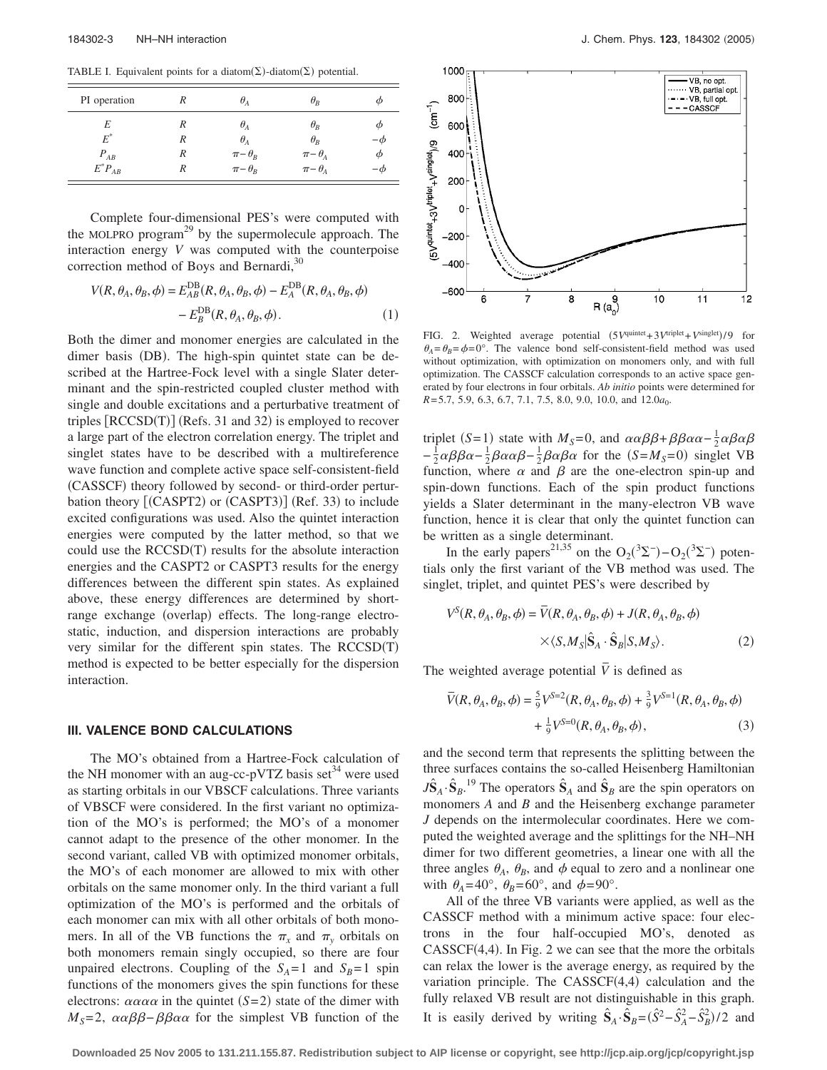TABLE I. Equivalent points for a diatom(Σ)-diatom(Σ) potential.

| PI operation | $R$ | $\theta_A$ | $\theta_B$ | $\phi$ |
|---|---|---|---|---|
| $E$ | $R$ | $\theta_A$ | $\theta_B$ | $\phi$ |
| $E^*$ | $R$ | $\theta_A$ | $\theta_B$ | $-\phi$ |
| $P_{AB}$ | $R$ | $\pi-\theta_B$ | $\pi-\theta_A$ | $\phi$ |
| $E^*P_{AB}$ | $R$ | $\pi-\theta_B$ | $\pi-\theta_A$ | $-\phi$ |

Complete four-dimensional PES's were computed with the MOLPRO program[29] by the supermolecule approach. The interaction energy $V$ was computed with the counterpoise correction method of Boys and Bernardi,[30]

$$V(R,\theta_A,\theta_B,\phi) = E_{AB}^{\mathrm{DB}}(R,\theta_A,\theta_B,\phi) - E_A^{\mathrm{DB}}(R,\theta_A,\theta_B,\phi) - E_B^{\mathrm{DB}}(R,\theta_A,\theta_B,\phi). \quad (1)$$

Both the dimer and monomer energies are calculated in the dimer basis (DB). The high-spin quintet state can be described at the Hartree-Fock level with a single Slater determinant and the spin-restricted coupled cluster method with single and double excitations and a perturbative treatment of triples [RCCSD(T)] (Refs. 31 and 32) is employed to recover a large part of the electron correlation energy. The triplet and singlet states have to be described with a multireference wave function and complete active space self-consistent-field (CASSCF) theory followed by second- or third-order perturbation theory [(CASPT2) or (CASPT3)] (Ref. 33) to include excited configurations was used. Also the quintet interaction energies were computed by the latter method, so that we could use the RCCSD(T) results for the absolute interaction energies and the CASPT2 or CASPT3 results for the energy differences between the different spin states. As explained above, these energy differences are determined by short-range exchange (overlap) effects. The long-range electrostatic, induction, and dispersion interactions are probably very similar for the different spin states. The RCCSD(T) method is expected to be better especially for the dispersion interaction.

## III. VALENCE BOND CALCULATIONS

The MO's obtained from a Hartree-Fock calculation of the NH monomer with an aug-cc-pVTZ basis set[34] were used as starting orbitals in our VBSCF calculations. Three variants of VBSCF were considered. In the first variant no optimization of the MO's is performed; the MO's of a monomer cannot adapt to the presence of the other monomer. In the second variant, called VB with optimized monomer orbitals, the MO's of each monomer are allowed to mix with other orbitals on the same monomer only. In the third variant a full optimization of the MO's is performed and the orbitals of each monomer can mix with all other orbitals of both monomers. In all of the VB functions the $\pi_x$ and $\pi_y$ orbitals on both monomers remain singly occupied, so there are four unpaired electrons. Coupling of the $S_A=1$ and $S_B=1$ spin functions of the monomers gives the spin functions for these electrons: $\alpha\alpha\alpha\alpha$ in the quintet $(S=2)$ state of the dimer with $M_S=2$, $\alpha\alpha\beta\beta-\beta\beta\alpha\alpha$ for the simplest VB function of the triplet $(S=1)$ state with $M_S=0$, and $\alpha\alpha\beta\beta+\beta\beta\alpha\alpha-\frac{1}{2}\alpha\beta\alpha\beta-\frac{1}{2}\alpha\beta\beta\alpha-\frac{1}{2}\beta\alpha\alpha\beta-\frac{1}{2}\beta\alpha\beta\alpha$ for the $(S=M_S=0)$ singlet VB function, where $\alpha$ and $\beta$ are the one-electron spin-up and spin-down functions. Each of the spin product functions yields a Slater determinant in the many-electron VB wave function, hence it is clear that only the quintet function can be written as a single determinant.

FIG. 2. Weighted average potential $(5V^{\text{quintet}}+3V^{\text{triplet}}+V^{\text{singlet}})/9$ for $\theta_A=\theta_B=\phi=0°$. The valence bond self-consistent-field method was used without optimization, with optimization on monomers only, and with full optimization. The CASSCF calculation corresponds to an active space generated by four electrons in four orbitals. *Ab initio* points were determined for $R$=5.7, 5.9, 6.3, 6.7, 7.1, 7.5, 8.0, 9.0, 10.0, and $12.0a_0$.

In the early papers[21,35] on the $O_2(^3\Sigma^-)-O_2(^3\Sigma^-)$ potentials only the first variant of the VB method was used. The singlet, triplet, and quintet PES's were described by

$$V^S(R,\theta_A,\theta_B,\phi) = \bar{V}(R,\theta_A,\theta_B,\phi) + J(R,\theta_A,\theta_B,\phi) \times \langle S,M_S|\hat{\mathbf{S}}_A\cdot\hat{\mathbf{S}}_B|S,M_S\rangle. \quad (2)$$

The weighted average potential $\bar{V}$ is defined as

$$\bar{V}(R,\theta_A,\theta_B,\phi) = \tfrac{5}{9}V^{S=2}(R,\theta_A,\theta_B,\phi) + \tfrac{3}{9}V^{S=1}(R,\theta_A,\theta_B,\phi) + \tfrac{1}{9}V^{S=0}(R,\theta_A,\theta_B,\phi), \quad (3)$$

and the second term that represents the splitting between the three surfaces contains the so-called Heisenberg Hamiltonian $J\hat{\mathbf{S}}_A\cdot\hat{\mathbf{S}}_B$.[19] The operators $\hat{\mathbf{S}}_A$ and $\hat{\mathbf{S}}_B$ are the spin operators on monomers $A$ and $B$ and the Heisenberg exchange parameter $J$ depends on the intermolecular coordinates. Here we computed the weighted average and the splittings for the NH–NH dimer for two different geometries, a linear one with all the three angles $\theta_A$, $\theta_B$, and $\phi$ equal to zero and a nonlinear one with $\theta_A=40°$, $\theta_B=60°$, and $\phi=90°$.

All of the three VB variants were applied, as well as the CASSCF method with a minimum active space: four electrons in the four half-occupied MO's, denoted as CASSCF(4,4). In Fig. 2 we can see that the more the orbitals can relax the lower is the average energy, as required by the variation principle. The CASSCF(4,4) calculation and the fully relaxed VB result are not distinguishable in this graph. It is easily derived by writing $\hat{\mathbf{S}}_A\cdot\hat{\mathbf{S}}_B=(\hat{S}^2-\hat{S}_A^2-\hat{S}_B^2)/2$ and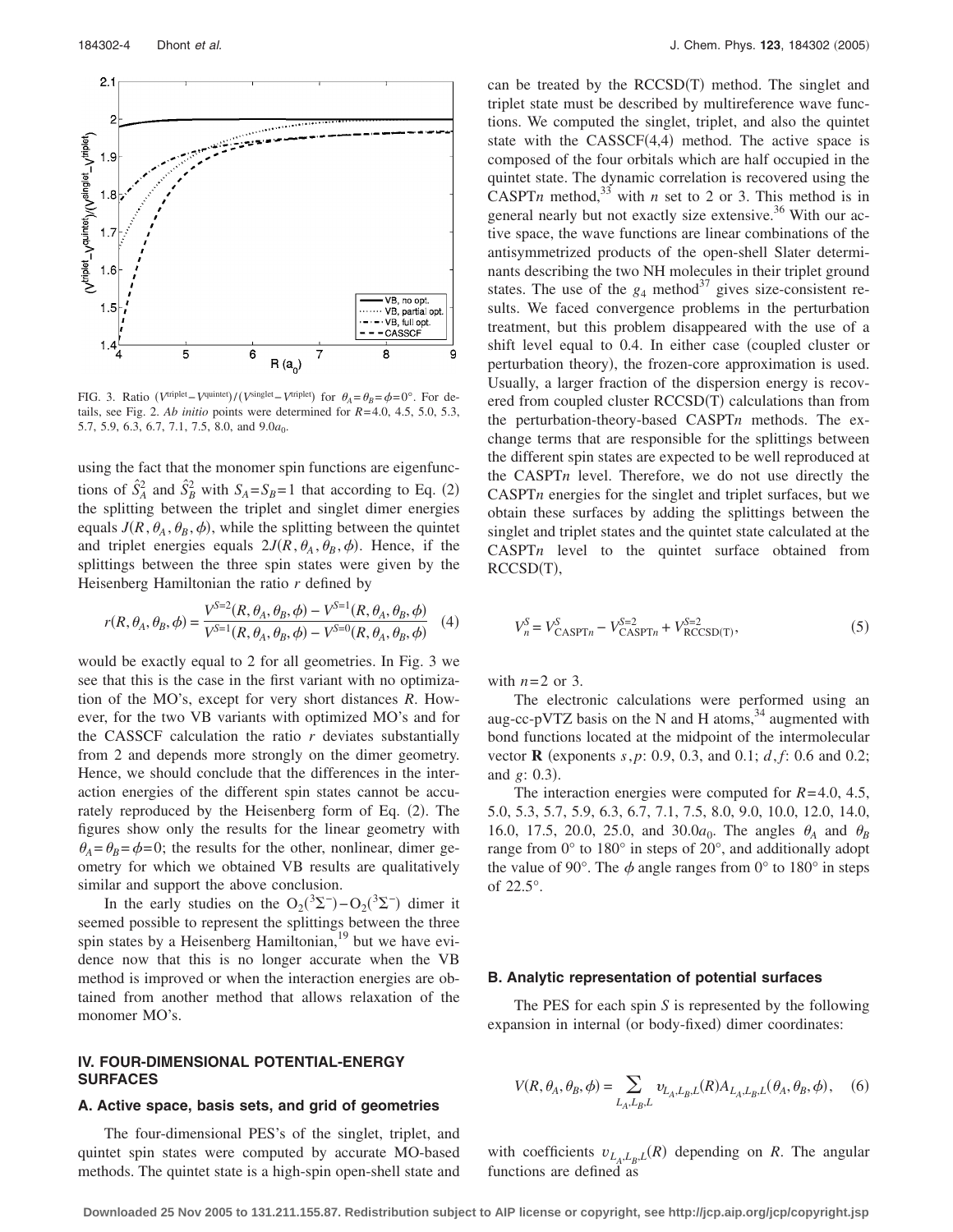FIG. 3. Ratio $(V^{\text{triplet}}-V^{\text{quintet}})/(V^{\text{singlet}}-V^{\text{triplet}})$ for $\theta_A=\theta_B=\phi=0°$. For details, see Fig. 2. *Ab initio* points were determined for $R$=4.0, 4.5, 5.0, 5.3, 5.7, 5.9, 6.3, 6.7, 7.1, 7.5, 8.0, and $9.0a_0$.

using the fact that the monomer spin functions are eigenfunctions of $\hat{S}_A^2$ and $\hat{S}_B^2$ with $S_A=S_B=1$ that according to Eq. (2) the splitting between the triplet and singlet dimer energies equals $J(R,\theta_A,\theta_B,\phi)$, while the splitting between the quintet and triplet energies equals $2J(R,\theta_A,\theta_B,\phi)$. Hence, if the splittings between the three spin states were given by the Heisenberg Hamiltonian the ratio $r$ defined by

$$r(R,\theta_A,\theta_B,\phi)=\frac{V^{S=2}(R,\theta_A,\theta_B,\phi)-V^{S=1}(R,\theta_A,\theta_B,\phi)}{V^{S=1}(R,\theta_A,\theta_B,\phi)-V^{S=0}(R,\theta_A,\theta_B,\phi)} \quad (4)$$

would be exactly equal to 2 for all geometries. In Fig. 3 we see that this is the case in the first variant with no optimization of the MO's, except for very short distances $R$. However, for the two VB variants with optimized MO's and for the CASSCF calculation the ratio $r$ deviates substantially from 2 and depends more strongly on the dimer geometry. Hence, we should conclude that the differences in the interaction energies of the different spin states cannot be accurately reproduced by the Heisenberg form of Eq. (2). The figures show only the results for the linear geometry with $\theta_A=\theta_B=\phi=0$; the results for the other, nonlinear, dimer geometry for which we obtained VB results are qualitatively similar and support the above conclusion.

In the early studies on the $O_2(^3\Sigma^-)-O_2(^3\Sigma^-)$ dimer it seemed possible to represent the splittings between the three spin states by a Heisenberg Hamiltonian,[19] but we have evidence now that this is no longer accurate when the VB method is improved or when the interaction energies are obtained from another method that allows relaxation of the monomer MO's.

## IV. FOUR-DIMENSIONAL POTENTIAL-ENERGY SURFACES

### A. Active space, basis sets, and grid of geometries

The four-dimensional PES's of the singlet, triplet, and quintet spin states were computed by accurate MO-based methods. The quintet state is a high-spin open-shell state and can be treated by the RCCSD(T) method. The singlet and triplet state must be described by multireference wave functions. We computed the singlet, triplet, and also the quintet state with the CASSCF(4,4) method. The active space is composed of the four orbitals which are half occupied in the quintet state. The dynamic correlation is recovered using the CASPT$n$ method,[33] with $n$ set to 2 or 3. This method is in general nearly but not exactly size extensive.[36] With our active space, the wave functions are linear combinations of the antisymmetrized products of the open-shell Slater determinants describing the two NH molecules in their triplet ground states. The use of the $g_4$ method[37] gives size-consistent results. We faced convergence problems in the perturbation treatment, but this problem disappeared with the use of a shift level equal to 0.4. In either case (coupled cluster or perturbation theory), the frozen-core approximation is used. Usually, a larger fraction of the dispersion energy is recovered from coupled cluster RCCSD(T) calculations than from the perturbation-theory-based CASPT$n$ methods. The exchange terms that are responsible for the splittings between the different spin states are expected to be well reproduced at the CASPT$n$ level. Therefore, we do not use directly the CASPT$n$ energies for the singlet and triplet surfaces, but we obtain these surfaces by adding the splittings between the singlet and triplet states and the quintet state calculated at the CASPT$n$ level to the quintet surface obtained from RCCSD(T),

$$V_n^S=V_{\text{CASPT}n}^S-V_{\text{CASPT}n}^{S=2}+V_{\text{RCCSD(T)}}^{S=2}, \quad (5)$$

with $n$=2 or 3.

The electronic calculations were performed using an aug-cc-pVTZ basis on the N and H atoms,[34] augmented with bond functions located at the midpoint of the intermolecular vector $\mathbf{R}$ (exponents $s,p$: 0.9, 0.3, and 0.1; $d,f$: 0.6 and 0.2; and $g$: 0.3).

The interaction energies were computed for $R$=4.0, 4.5, 5.0, 5.3, 5.7, 5.9, 6.3, 6.7, 7.1, 7.5, 8.0, 9.0, 10.0, 12.0, 14.0, 16.0, 17.5, 20.0, 25.0, and $30.0a_0$. The angles $\theta_A$ and $\theta_B$ range from 0° to 180° in steps of 20°, and additionally adopt the value of 90°. The $\phi$ angle ranges from 0° to 180° in steps of 22.5°.

### B. Analytic representation of potential surfaces

The PES for each spin $S$ is represented by the following expansion in internal (or body-fixed) dimer coordinates:

$$V(R,\theta_A,\theta_B,\phi)=\sum_{L_A,L_B,L} v_{L_A,L_B,L}(R)A_{L_A,L_B,L}(\theta_A,\theta_B,\phi), \quad (6)$$

with coefficients $v_{L_A,L_B,L}(R)$ depending on $R$. The angular functions are defined as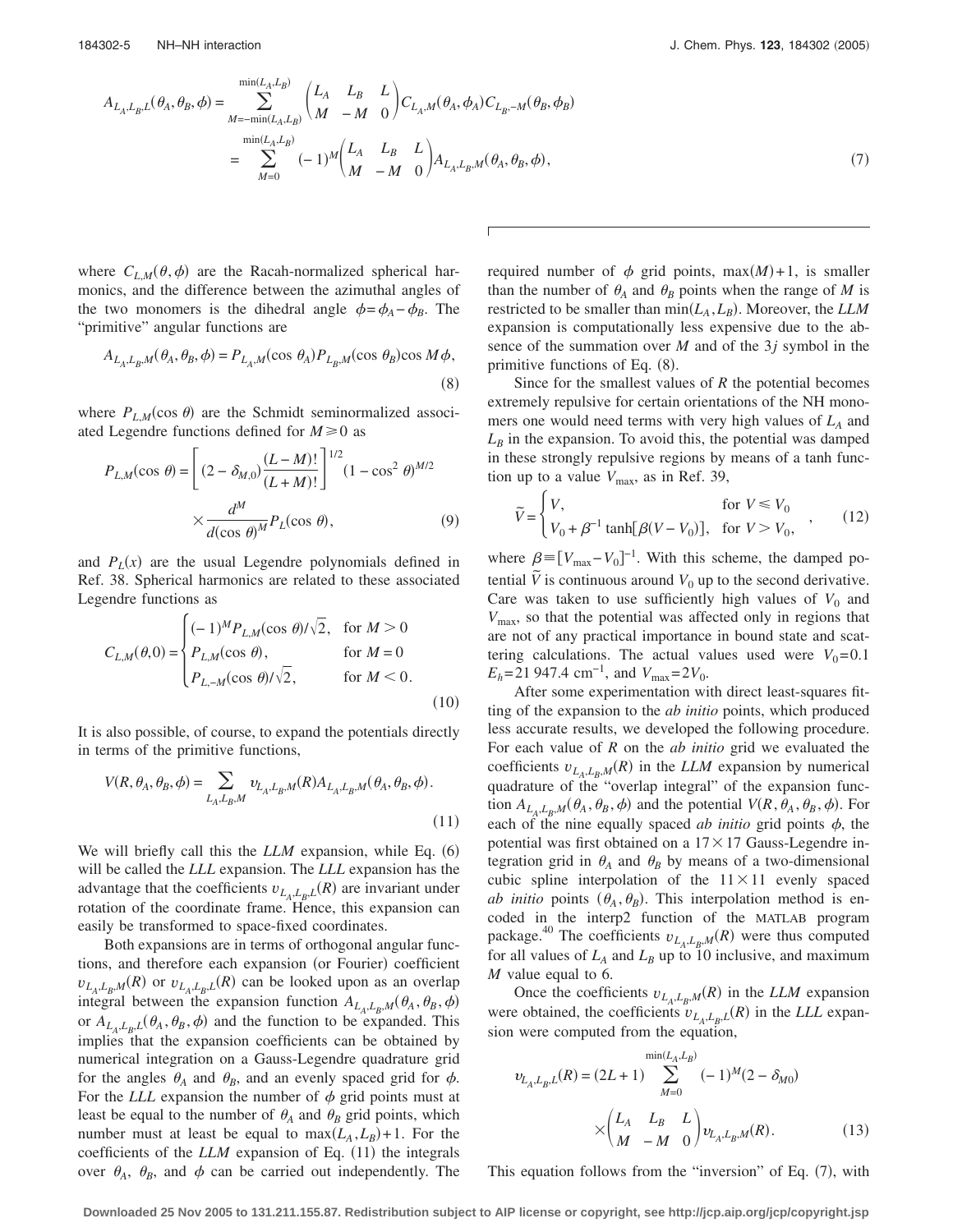$$A_{L_A,L_B,L}(\theta_A,\theta_B,\phi) = \sum_{M=-\min(L_A,L_B)}^{\min(L_A,L_B)} \begin{pmatrix} L_A & L_B & L \\ M & -M & 0 \end{pmatrix} C_{L_A,M}(\theta_A,\phi_A) C_{L_B,-M}(\theta_B,\phi_B)$$
$$= \sum_{M=0}^{\min(L_A,L_B)} (-1)^M \begin{pmatrix} L_A & L_B & L \\ M & -M & 0 \end{pmatrix} A_{L_A,L_B,M}(\theta_A,\theta_B,\phi), \tag{7}$$

where $C_{L,M}(\theta,\phi)$ are the Racah-normalized spherical harmonics, and the difference between the azimuthal angles of the two monomers is the dihedral angle $\phi=\phi_A-\phi_B$. The "primitive" angular functions are

$$A_{L_A,L_B,M}(\theta_A,\theta_B,\phi) = P_{L_A,M}(\cos\theta_A) P_{L_B,M}(\cos\theta_B) \cos M\phi, \tag{8}$$

where $P_{L,M}(\cos\theta)$ are the Schmidt seminormalized associated Legendre functions defined for $M \geq 0$ as

$$P_{L,M}(\cos\theta) = \left[ (2-\delta_{M,0}) \frac{(L-M)!}{(L+M)!} \right]^{1/2} (1-\cos^2\theta)^{M/2} \times \frac{d^M}{d(\cos\theta)^M} P_L(\cos\theta), \tag{9}$$

and $P_L(x)$ are the usual Legendre polynomials defined in Ref. 38. Spherical harmonics are related to these associated Legendre functions as

$$C_{L,M}(\theta,0) = \begin{cases} (-1)^M P_{L,M}(\cos\theta)/\sqrt{2}, & \text{for } M>0 \\ P_{L,M}(\cos\theta), & \text{for } M=0 \\ P_{L,-M}(\cos\theta)/\sqrt{2}, & \text{for } M<0. \end{cases} \tag{10}$$

It is also possible, of course, to expand the potentials directly in terms of the primitive functions,

$$V(R,\theta_A,\theta_B,\phi) = \sum_{L_A,L_B,M} v_{L_A,L_B,M}(R) A_{L_A,L_B,M}(\theta_A,\theta_B,\phi). \tag{11}$$

We will briefly call this the *LLM* expansion, while Eq. (6) will be called the *LLL* expansion. The *LLL* expansion has the advantage that the coefficients $v_{L_A,L_B,L}(R)$ are invariant under rotation of the coordinate frame. Hence, this expansion can easily be transformed to space-fixed coordinates.

Both expansions are in terms of orthogonal angular functions, and therefore each expansion (or Fourier) coefficient $v_{L_A,L_B,M}(R)$ or $v_{L_A,L_B,L}(R)$ can be looked upon as an overlap integral between the expansion function $A_{L_A,L_B,M}(\theta_A,\theta_B,\phi)$ or $A_{L_A,L_B,L}(\theta_A,\theta_B,\phi)$ and the function to be expanded. This implies that the expansion coefficients can be obtained by numerical integration on a Gauss-Legendre quadrature grid for the angles $\theta_A$ and $\theta_B$, and an evenly spaced grid for $\phi$. For the *LLL* expansion the number of $\phi$ grid points must at least be equal to the number of $\theta_A$ and $\theta_B$ grid points, which number must at least be equal to $\max(L_A,L_B)+1$. For the coefficients of the *LLM* expansion of Eq. (11) the integrals over $\theta_A$, $\theta_B$, and $\phi$ can be carried out independently. The required number of $\phi$ grid points, $\max(M)+1$, is smaller than the number of $\theta_A$ and $\theta_B$ points when the range of $M$ is restricted to be smaller than $\min(L_A,L_B)$. Moreover, the *LLM* expansion is computationally less expensive due to the absence of the summation over $M$ and of the $3j$ symbol in the primitive functions of Eq. (8).

Since for the smallest values of $R$ the potential becomes extremely repulsive for certain orientations of the NH monomers one would need terms with very high values of $L_A$ and $L_B$ in the expansion. To avoid this, the potential was damped in these strongly repulsive regions by means of a tanh function up to a value $V_{\max}$, as in Ref. 39,

$$\tilde{V} = \begin{cases} V, & \text{for } V \leq V_0 \\ V_0 + \beta^{-1}\tanh[\beta(V-V_0)], & \text{for } V > V_0, \end{cases} \tag{12}$$

where $\beta \equiv [V_{\max}-V_0]^{-1}$. With this scheme, the damped potential $\tilde{V}$ is continuous around $V_0$ up to the second derivative. Care was taken to use sufficiently high values of $V_0$ and $V_{\max}$, so that the potential was affected only in regions that are not of any practical importance in bound state and scattering calculations. The actual values used were $V_0=0.1$ $E_h=21\,947.4$ cm$^{-1}$, and $V_{\max}=2V_0$.

After some experimentation with direct least-squares fitting of the expansion to the *ab initio* points, which produced less accurate results, we developed the following procedure. For each value of $R$ on the *ab initio* grid we evaluated the coefficients $v_{L_A,L_B,M}(R)$ in the *LLM* expansion by numerical quadrature of the "overlap integral" of the expansion function $A_{L_A,L_B,M}(\theta_A,\theta_B,\phi)$ and the potential $V(R,\theta_A,\theta_B,\phi)$. For each of the nine equally spaced *ab initio* grid points $\phi$, the potential was first obtained on a $17\times17$ Gauss-Legendre integration grid in $\theta_A$ and $\theta_B$ by means of a two-dimensional cubic spline interpolation of the $11\times11$ evenly spaced *ab initio* points $(\theta_A,\theta_B)$. This interpolation method is encoded in the interp2 function of the MATLAB program package.[40] The coefficients $v_{L_A,L_B,M}(R)$ were thus computed for all values of $L_A$ and $L_B$ up to 10 inclusive, and maximum $M$ value equal to 6.

Once the coefficients $v_{L_A,L_B,M}(R)$ in the *LLM* expansion were obtained, the coefficients $v_{L_A,L_B,L}(R)$ in the *LLL* expansion were computed from the equation,

$$v_{L_A,L_B,L}(R) = (2L+1) \sum_{M=0}^{\min(L_A,L_B)} (-1)^M (2-\delta_{M0}) \times \begin{pmatrix} L_A & L_B & L \\ M & -M & 0 \end{pmatrix} v_{L_A,L_B,M}(R). \tag{13}$$

This equation follows from the "inversion" of Eq. (7), with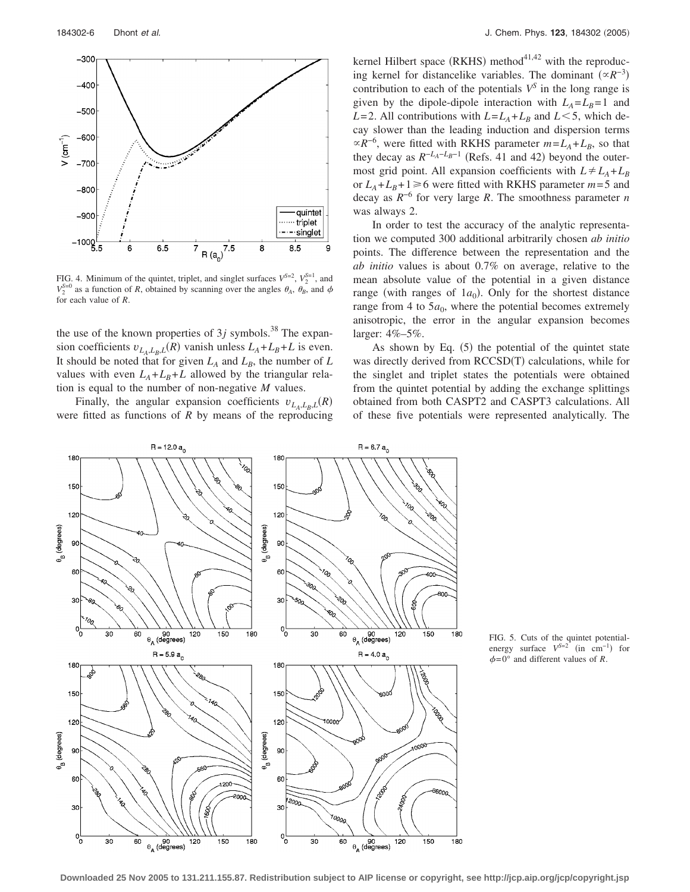FIG. 4. Minimum of the quintet, triplet, and singlet surfaces $V^{S=2}$, $V_2^{S=1}$, and $V_2^{S=0}$ as a function of $R$, obtained by scanning over the angles $\theta_A$, $\theta_B$, and $\phi$ for each value of $R$.

the use of the known properties of $3j$ symbols.[38] The expansion coefficients $v_{L_A,L_B,L}(R)$ vanish unless $L_A+L_B+L$ is even. It should be noted that for given $L_A$ and $L_B$, the number of $L$ values with even $L_A+L_B+L$ allowed by the triangular relation is equal to the number of non-negative $M$ values.

Finally, the angular expansion coefficients $v_{L_A,L_B,L}(R)$ were fitted as functions of $R$ by means of the reproducing kernel Hilbert space (RKHS) method[41,42] with the reproducing kernel for distancelike variables. The dominant ($\propto R^{-3}$) contribution to each of the potentials $V^S$ in the long range is given by the dipole-dipole interaction with $L_A=L_B=1$ and $L=2$. All contributions with $L=L_A+L_B$ and $L<5$, which decay slower than the leading induction and dispersion terms $\propto R^{-6}$, were fitted with RKHS parameter $m=L_A+L_B$, so that they decay as $R^{-L_A-L_B-1}$ (Refs. 41 and 42) beyond the outermost grid point. All expansion coefficients with $L \neq L_A+L_B$ or $L_A+L_B+1 \geq 6$ were fitted with RKHS parameter $m=5$ and decay as $R^{-6}$ for very large $R$. The smoothness parameter $n$ was always 2.

In order to test the accuracy of the analytic representation we computed 300 additional arbitrarily chosen *ab initio* points. The difference between the representation and the *ab initio* values is about 0.7% on average, relative to the mean absolute value of the potential in a given distance range (with ranges of $1a_0$). Only for the shortest distance range from 4 to $5a_0$, where the potential becomes extremely anisotropic, the error in the angular expansion becomes larger: 4%–5%.

As shown by Eq. (5) the potential of the quintet state was directly derived from RCCSD(T) calculations, while for the singlet and triplet states the potentials were obtained from the quintet potential by adding the exchange splittings obtained from both CASPT2 and CASPT3 calculations. All of these five potentials were represented analytically. The

FIG. 5. Cuts of the quintet potential-energy surface $V^{S=2}$ (in $\text{cm}^{-1}$) for $\phi=0°$ and different values of $R$.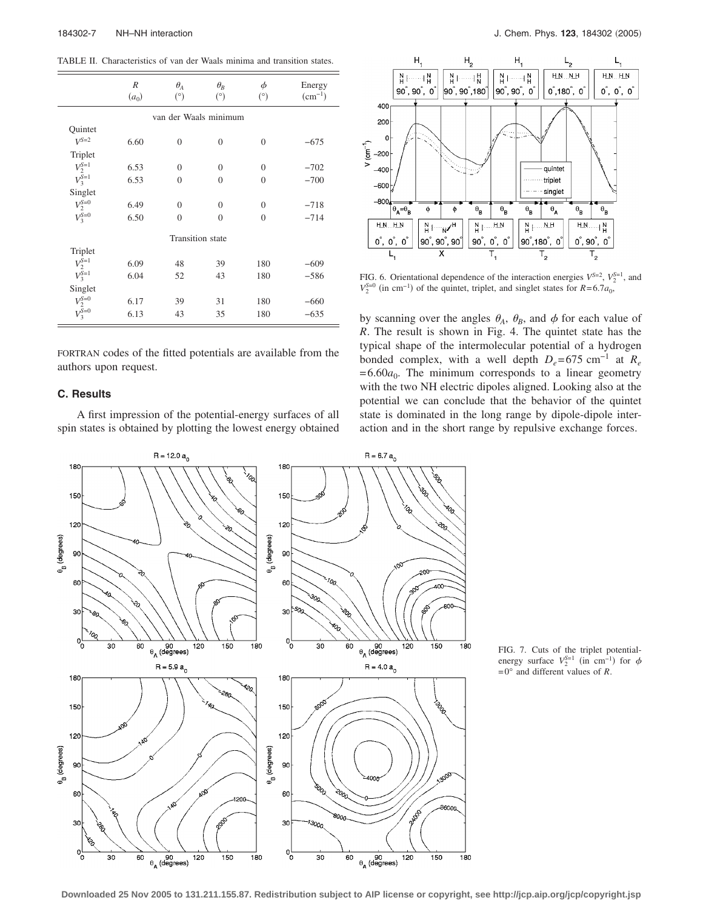TABLE II. Characteristics of van der Waals minima and transition states.

| | $R$ $(a_0)$ | $\theta_A$ (°) | $\theta_B$ (°) | $\phi$ (°) | Energy $(\mathrm{cm}^{-1})$ |
|---|---|---|---|---|---|
| van der Waals minimum | | | | | |
| Quintet | | | | | |
| $V^{S=2}$ | 6.60 | 0 | 0 | 0 | −675 |
| Triplet | | | | | |
| $V_2^{S=1}$ | 6.53 | 0 | 0 | 0 | −702 |
| $V_3^{S=1}$ | 6.53 | 0 | 0 | 0 | −700 |
| Singlet | | | | | |
| $V_2^{S=0}$ | 6.49 | 0 | 0 | 0 | −718 |
| $V_3^{S=0}$ | 6.50 | 0 | 0 | 0 | −714 |
| Transition state | | | | | |
| Triplet | | | | | |
| $V_2^{S=1}$ | 6.09 | 48 | 39 | 180 | −609 |
| $V_3^{S=1}$ | 6.04 | 52 | 43 | 180 | −586 |
| Singlet | | | | | |
| $V_2^{S=0}$ | 6.17 | 39 | 31 | 180 | −660 |
| $V_3^{S=0}$ | 6.13 | 43 | 35 | 180 | −635 |

FORTRAN codes of the fitted potentials are available from the authors upon request.

### C. Results

A first impression of the potential-energy surfaces of all spin states is obtained by plotting the lowest energy obtained by scanning over the angles $\theta_A$, $\theta_B$, and $\phi$ for each value of $R$. The result is shown in Fig. 4. The quintet state has the typical shape of the intermolecular potential of a hydrogen bonded complex, with a well depth $D_e = 675\ \mathrm{cm}^{-1}$ at $R_e = 6.60 a_0$. The minimum corresponds to a linear geometry with the two NH electric dipoles aligned. Looking also at the potential we can conclude that the behavior of the quintet state is dominated in the long range by dipole-dipole interaction and in the short range by repulsive exchange forces.

FIG. 6. Orientational dependence of the interaction energies $V^{S=2}$, $V_2^{S=1}$, and $V_2^{S=0}$ (in $\mathrm{cm}^{-1}$) of the quintet, triplet, and singlet states for $R = 6.7 a_0$.

FIG. 7. Cuts of the triplet potential-energy surface $V_2^{S=1}$ (in $\mathrm{cm}^{-1}$) for $\phi = 0°$ and different values of $R$.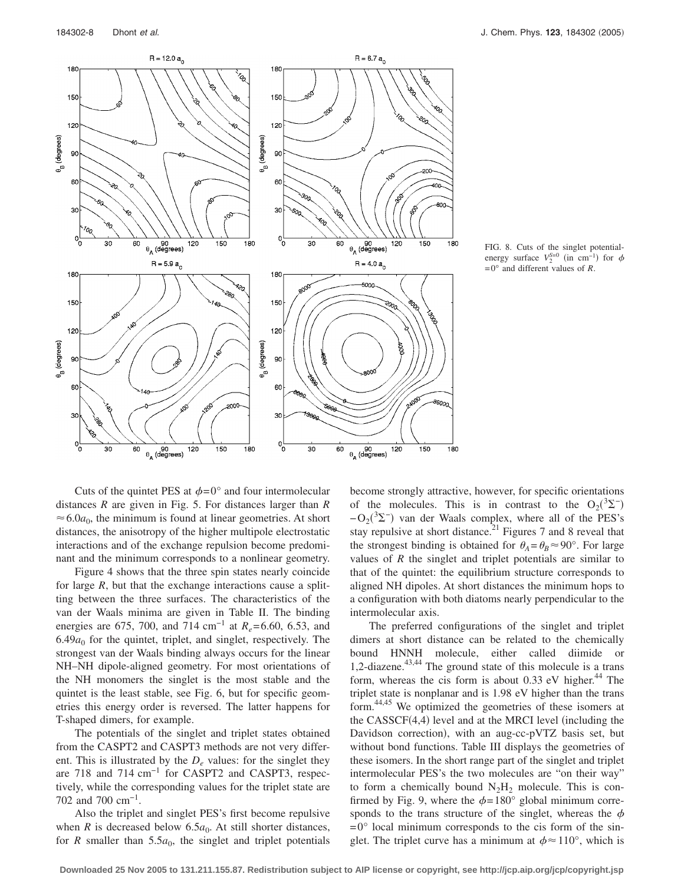FIG. 8. Cuts of the singlet potential-energy surface $V_2^{S=0}$ (in $cm^{-1}$) for $\phi = 0°$ and different values of $R$.

Cuts of the quintet PES at $\phi = 0°$ and four intermolecular distances $R$ are given in Fig. 5. For distances larger than $R \approx 6.0a_0$, the minimum is found at linear geometries. At short distances, the anisotropy of the higher multipole electrostatic interactions and of the exchange repulsion become predominant and the minimum corresponds to a nonlinear geometry.

Figure 4 shows that the three spin states nearly coincide for large $R$, but that the exchange interactions cause a splitting between the three surfaces. The characteristics of the van der Waals minima are given in Table II. The binding energies are 675, 700, and 714 $cm^{-1}$ at $R_e = 6.60$, 6.53, and $6.49a_0$ for the quintet, triplet, and singlet, respectively. The strongest van der Waals binding always occurs for the linear NH–NH dipole-aligned geometry. For most orientations of the NH monomers the singlet is the most stable and the quintet is the least stable, see Fig. 6, but for specific geometries this energy order is reversed. The latter happens for T-shaped dimers, for example.

The potentials of the singlet and triplet states obtained from the CASPT2 and CASPT3 methods are not very different. This is illustrated by the $D_e$ values: for the singlet they are 718 and 714 $cm^{-1}$ for CASPT2 and CASPT3, respectively, while the corresponding values for the triplet state are 702 and 700 $cm^{-1}$.

Also the triplet and singlet PES's first become repulsive when $R$ is decreased below $6.5a_0$. At still shorter distances, for $R$ smaller than $5.5a_0$, the singlet and triplet potentials become strongly attractive, however, for specific orientations of the molecules. This is in contrast to the $O_2(^3\Sigma^-)-O_2(^3\Sigma^-)$ van der Waals complex, where all of the PES's stay repulsive at short distance.[21] Figures 7 and 8 reveal that the strongest binding is obtained for $\theta_A = \theta_B \approx 90°$. For large values of $R$ the singlet and triplet potentials are similar to that of the quintet: the equilibrium structure corresponds to aligned NH dipoles. At short distances the minimum hops to a configuration with both diatoms nearly perpendicular to the intermolecular axis.

The preferred configurations of the singlet and triplet dimers at short distance can be related to the chemically bound HNNH molecule, either called diimide or 1,2-diazene.[43,44] The ground state of this molecule is a trans form, whereas the cis form is about 0.33 eV higher.[44] The triplet state is nonplanar and is 1.98 eV higher than the trans form.[44,45] We optimized the geometries of these isomers at the CASSCF(4,4) level and at the MRCI level (including the Davidson correction), with an aug-cc-pVTZ basis set, but without bond functions. Table III displays the geometries of these isomers. In the short range part of the singlet and triplet intermolecular PES's the two molecules are "on their way" to form a chemically bound $N_2H_2$ molecule. This is confirmed by Fig. 9, where the $\phi = 180°$ global minimum corresponds to the trans structure of the singlet, whereas the $\phi = 0°$ local minimum corresponds to the cis form of the singlet. The triplet curve has a minimum at $\phi \approx 110°$, which is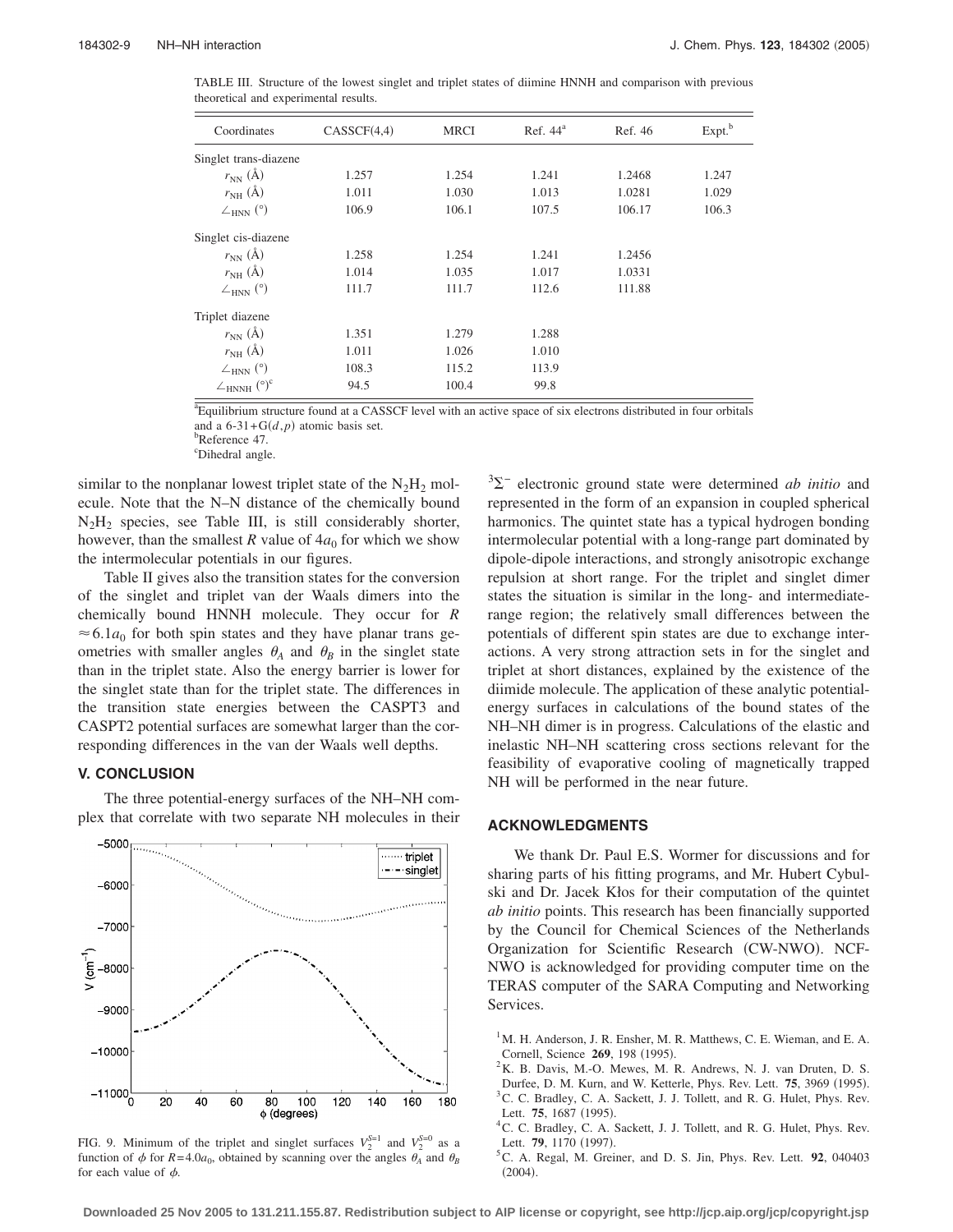TABLE III. Structure of the lowest singlet and triplet states of diimine HNNH and comparison with previous theoretical and experimental results.

| Coordinates | CASSCF(4,4) | MRCI | Ref. 44[a] | Ref. 46 | Expt.[b] |
|---|---|---|---|---|---|
| Singlet trans-diazene | | | | | |
| $r_{NN}$ (Å) | 1.257 | 1.254 | 1.241 | 1.2468 | 1.247 |
| $r_{NH}$ (Å) | 1.011 | 1.030 | 1.013 | 1.0281 | 1.029 |
| $\angle_{HNN}$ (°) | 106.9 | 106.1 | 107.5 | 106.17 | 106.3 |
| Singlet cis-diazene | | | | | |
| $r_{NN}$ (Å) | 1.258 | 1.254 | 1.241 | 1.2456 | |
| $r_{NH}$ (Å) | 1.014 | 1.035 | 1.017 | 1.0331 | |
| $\angle_{HNN}$ (°) | 111.7 | 111.7 | 112.6 | 111.88 | |
| Triplet diazene | | | | | |
| $r_{NN}$ (Å) | 1.351 | 1.279 | 1.288 | | |
| $r_{NH}$ (Å) | 1.011 | 1.026 | 1.010 | | |
| $\angle_{HNN}$ (°) | 108.3 | 115.2 | 113.9 | | |
| $\angle_{HNNH}$ (°)[c] | 94.5 | 100.4 | 99.8 | | |

[a]Equilibrium structure found at a CASSCF level with an active space of six electrons distributed in four orbitals and a 6-31+G$(d,p)$ atomic basis set.
[b]Reference 47.
[c]Dihedral angle.

similar to the nonplanar lowest triplet state of the $N_2H_2$ molecule. Note that the N–N distance of the chemically bound $N_2H_2$ species, see Table III, is still considerably shorter, however, than the smallest $R$ value of $4a_0$ for which we show the intermolecular potentials in our figures.

Table II gives also the transition states for the conversion of the singlet and triplet van der Waals dimers into the chemically bound HNNH molecule. They occur for $R \approx 6.1a_0$ for both spin states and they have planar trans geometries with smaller angles $\theta_A$ and $\theta_B$ in the singlet state than in the triplet state. Also the energy barrier is lower for the singlet state than for the triplet state. The differences in the transition state energies between the CASPT3 and CASPT2 potential surfaces are somewhat larger than the corresponding differences in the van der Waals well depths.

## V. CONCLUSION

The three potential-energy surfaces of the NH–NH complex that correlate with two separate NH molecules in their $^3\Sigma^-$ electronic ground state were determined *ab initio* and represented in the form of an expansion in coupled spherical harmonics. The quintet state has a typical hydrogen bonding intermolecular potential with a long-range part dominated by dipole-dipole interactions, and strongly anisotropic exchange repulsion at short range. For the triplet and singlet dimer states the situation is similar in the long- and intermediate-range region; the relatively small differences between the potentials of different spin states are due to exchange interactions. A very strong attraction sets in for the singlet and triplet at short distances, explained by the existence of the diimide molecule. The application of these analytic potential-energy surfaces in calculations of the bound states of the NH–NH dimer is in progress. Calculations of the elastic and inelastic NH–NH scattering cross sections relevant for the feasibility of evaporative cooling of magnetically trapped NH will be performed in the near future.

FIG. 9. Minimum of the triplet and singlet surfaces $V_2^{S=1}$ and $V_2^{S=0}$ as a function of $\phi$ for $R=4.0a_0$, obtained by scanning over the angles $\theta_A$ and $\theta_B$ for each value of $\phi$.

## ACKNOWLEDGMENTS

We thank Dr. Paul E.S. Wormer for discussions and for sharing parts of his fitting programs, and Mr. Hubert Cybulski and Dr. Jacek Kłos for their computation of the quintet *ab initio* points. This research has been financially supported by the Council for Chemical Sciences of the Netherlands Organization for Scientific Research (CW-NWO). NCF-NWO is acknowledged for providing computer time on the TERAS computer of the SARA Computing and Networking Services.

[1] M. H. Anderson, J. R. Ensher, M. R. Matthews, C. E. Wieman, and E. A. Cornell, Science **269**, 198 (1995).
[2] K. B. Davis, M.-O. Mewes, M. R. Andrews, N. J. van Druten, D. S. Durfee, D. M. Kurn, and W. Ketterle, Phys. Rev. Lett. **75**, 3969 (1995).
[3] C. C. Bradley, C. A. Sackett, J. J. Tollett, and R. G. Hulet, Phys. Rev. Lett. **75**, 1687 (1995).
[4] C. C. Bradley, C. A. Sackett, J. J. Tollett, and R. G. Hulet, Phys. Rev. Lett. **79**, 1170 (1997).
[5] C. A. Regal, M. Greiner, and D. S. Jin, Phys. Rev. Lett. **92**, 040403 (2004).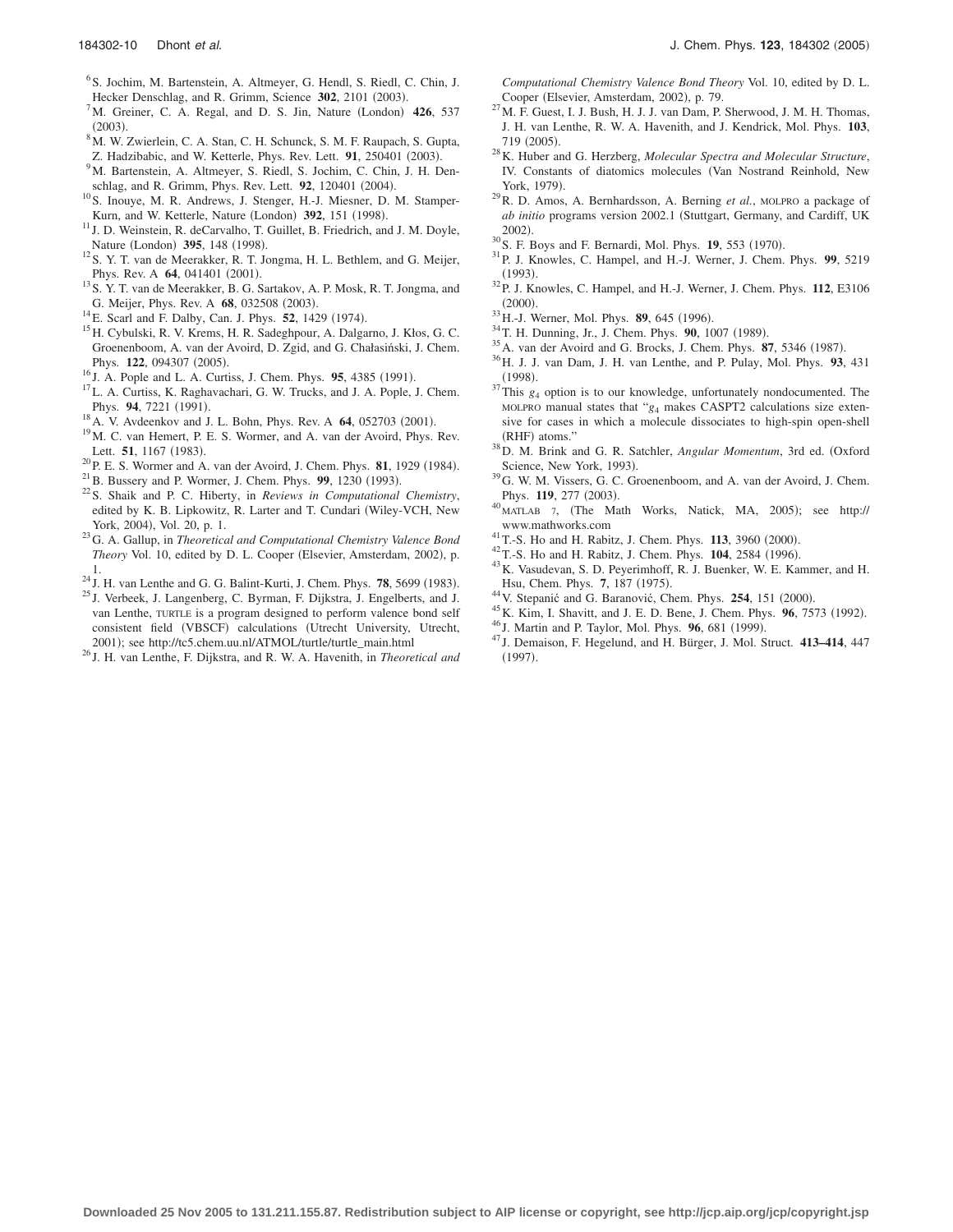[6] S. Jochim, M. Bartenstein, A. Altmeyer, G. Hendl, S. Riedl, C. Chin, J. Hecker Denschlag, and R. Grimm, Science **302**, 2101 (2003).

[7] M. Greiner, C. A. Regal, and D. S. Jin, Nature (London) **426**, 537 (2003).

[8] M. W. Zwierlein, C. A. Stan, C. H. Schunck, S. M. F. Raupach, S. Gupta, Z. Hadzibabic, and W. Ketterle, Phys. Rev. Lett. **91**, 250401 (2003).

[9] M. Bartenstein, A. Altmeyer, S. Riedl, S. Jochim, C. Chin, J. H. Denschlag, and R. Grimm, Phys. Rev. Lett. **92**, 120401 (2004).

[10] S. Inouye, M. R. Andrews, J. Stenger, H.-J. Miesner, D. M. Stamper-Kurn, and W. Ketterle, Nature (London) **392**, 151 (1998).

[11] J. D. Weinstein, R. deCarvalho, T. Guillet, B. Friedrich, and J. M. Doyle, Nature (London) **395**, 148 (1998).

[12] S. Y. T. van de Meerakker, R. T. Jongma, H. L. Bethlem, and G. Meijer, Phys. Rev. A **64**, 041401 (2001).

[13] S. Y. T. van de Meerakker, B. G. Sartakov, A. P. Mosk, R. T. Jongma, and G. Meijer, Phys. Rev. A **68**, 032508 (2003).

[14] E. Scarl and F. Dalby, Can. J. Phys. **52**, 1429 (1974).

[15] H. Cybulski, R. V. Krems, H. R. Sadeghpour, A. Dalgarno, J. Kłos, G. C. Groenenboom, A. van der Avoird, D. Zgid, and G. Chałasiński, J. Chem. Phys. **122**, 094307 (2005).

[16] J. A. Pople and L. A. Curtiss, J. Chem. Phys. **95**, 4385 (1991).

[17] L. A. Curtiss, K. Raghavachari, G. W. Trucks, and J. A. Pople, J. Chem. Phys. **94**, 7221 (1991).

[18] A. V. Avdeenkov and J. L. Bohn, Phys. Rev. A **64**, 052703 (2001).

[19] M. C. van Hemert, P. E. S. Wormer, and A. van der Avoird, Phys. Rev. Lett. **51**, 1167 (1983).

[20] P. E. S. Wormer and A. van der Avoird, J. Chem. Phys. **81**, 1929 (1984).

[21] B. Bussery and P. Wormer, J. Chem. Phys. **99**, 1230 (1993).

[22] S. Shaik and P. C. Hiberty, in *Reviews in Computational Chemistry*, edited by K. B. Lipkowitz, R. Larter and T. Cundari (Wiley-VCH, New York, 2004), Vol. 20, p. 1.

[23] G. A. Gallup, in *Theoretical and Computational Chemistry Valence Bond Theory* Vol. 10, edited by D. L. Cooper (Elsevier, Amsterdam, 2002), p. 1.

[24] J. H. van Lenthe and G. G. Balint-Kurti, J. Chem. Phys. **78**, 5699 (1983).

[25] J. Verbeek, J. Langenberg, C. Byrman, F. Dijkstra, J. Engelberts, and J. van Lenthe, TURTLE is a program designed to perform valence bond self consistent field (VBSCF) calculations (Utrecht University, Utrecht, 2001); see http://tc5.chem.uu.nl/ATMOL/turtle/turtle_main.html

[26] J. H. van Lenthe, F. Dijkstra, and R. W. A. Havenith, in *Theoretical and Computational Chemistry Valence Bond Theory* Vol. 10, edited by D. L. Cooper (Elsevier, Amsterdam, 2002), p. 79.

[27] M. F. Guest, I. J. Bush, H. J. J. van Dam, P. Sherwood, J. M. H. Thomas, J. H. van Lenthe, R. W. A. Havenith, and J. Kendrick, Mol. Phys. **103**, 719 (2005).

[28] K. Huber and G. Herzberg, *Molecular Spectra and Molecular Structure*, IV. Constants of diatomics molecules (Van Nostrand Reinhold, New York, 1979).

[29] R. D. Amos, A. Bernhardsson, A. Berning *et al.*, MOLPRO a package of *ab initio* programs version 2002.1 (Stuttgart, Germany, and Cardiff, UK 2002).

[30] S. F. Boys and F. Bernardi, Mol. Phys. **19**, 553 (1970).

[31] P. J. Knowles, C. Hampel, and H.-J. Werner, J. Chem. Phys. **99**, 5219 (1993).

[32] P. J. Knowles, C. Hampel, and H.-J. Werner, J. Chem. Phys. **112**, E3106 (2000).

[33] H.-J. Werner, Mol. Phys. **89**, 645 (1996).

[34] T. H. Dunning, Jr., J. Chem. Phys. **90**, 1007 (1989).

[35] A. van der Avoird and G. Brocks, J. Chem. Phys. **87**, 5346 (1987).

[36] H. J. J. van Dam, J. H. van Lenthe, and P. Pulay, Mol. Phys. **93**, 431 (1998).

[37] This $g_4$ option is to our knowledge, unfortunately nondocumented. The MOLPRO manual states that "$g_4$ makes CASPT2 calculations size extensive for cases in which a molecule dissociates to high-spin open-shell (RHF) atoms."

[38] D. M. Brink and G. R. Satchler, *Angular Momentum*, 3rd ed. (Oxford Science, New York, 1993).

[39] G. W. M. Vissers, G. C. Groenenboom, and A. van der Avoird, J. Chem. Phys. **119**, 277 (2003).

[40] MATLAB 7, (The Math Works, Natick, MA, 2005); see http://www.mathworks.com

[41] T.-S. Ho and H. Rabitz, J. Chem. Phys. **113**, 3960 (2000).

[42] T.-S. Ho and H. Rabitz, J. Chem. Phys. **104**, 2584 (1996).

[43] K. Vasudevan, S. D. Peyerimhoff, R. J. Buenker, W. E. Kammer, and H. Hsu, Chem. Phys. **7**, 187 (1975).

[44] V. Stepanić and G. Baranović, Chem. Phys. **254**, 151 (2000).

[45] K. Kim, I. Shavitt, and J. E. D. Bene, J. Chem. Phys. **96**, 7573 (1992).

[46] J. Martin and P. Taylor, Mol. Phys. **96**, 681 (1999).

[47] J. Demaison, F. Hegelund, and H. Bürger, J. Mol. Struct. **413–414**, 447 (1997).